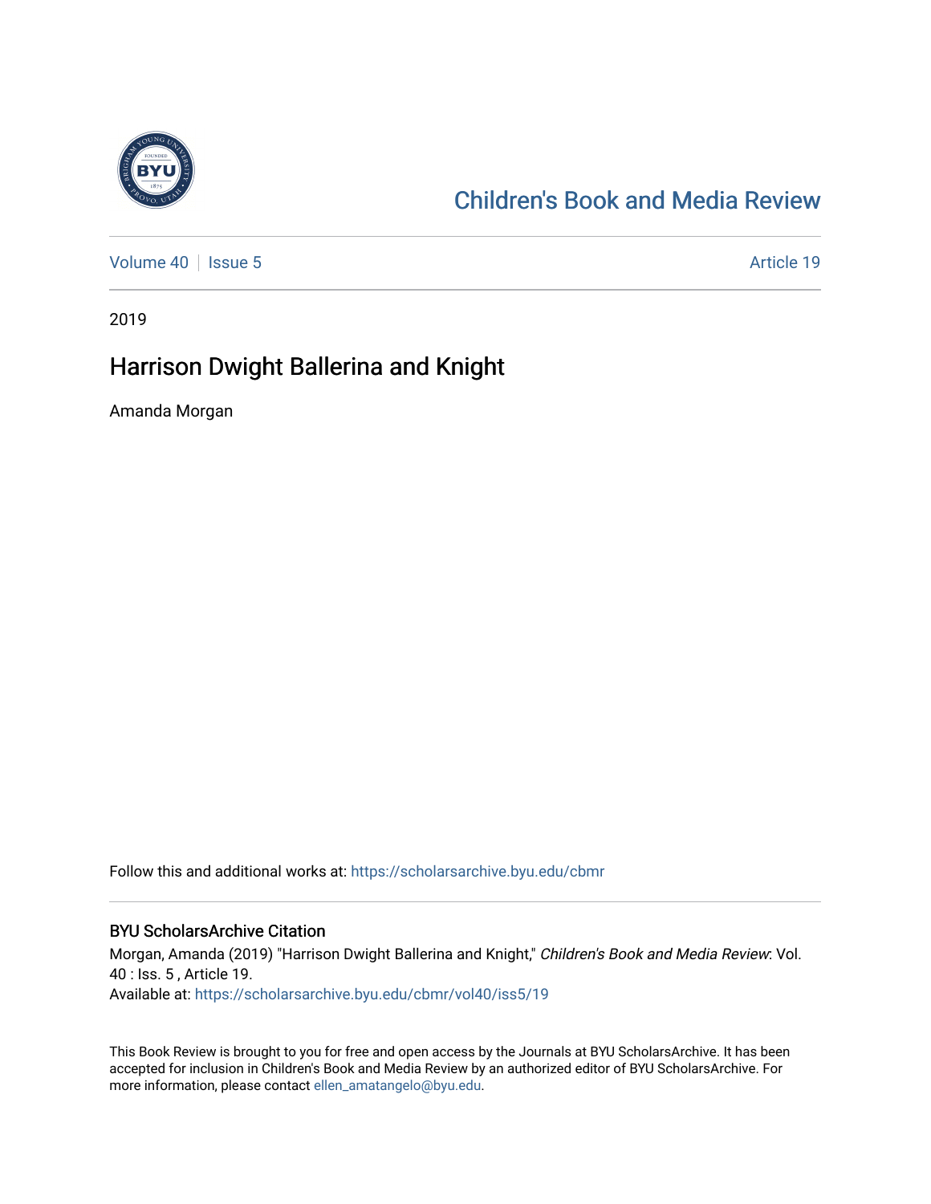# Children's Book and Media Review

Volume 40 | Issue 5 Article 19

2019

## Harrison Dwight Ballerina and Knight

Amanda Morgan

Follow this and additional works at: https://scholarsarchive.byu.edu/cbmr

### BYU ScholarsArchive Citation

Morgan, Amanda (2019) "Harrison Dwight Ballerina and Knight," *Children's Book and Media Review*: Vol. 40 : Iss. 5 , Article 19.
Available at: https://scholarsarchive.byu.edu/cbmr/vol40/iss5/19

This Book Review is brought to you for free and open access by the Journals at BYU ScholarsArchive. It has been accepted for inclusion in Children's Book and Media Review by an authorized editor of BYU ScholarsArchive. For more information, please contact ellen_amatangelo@byu.edu.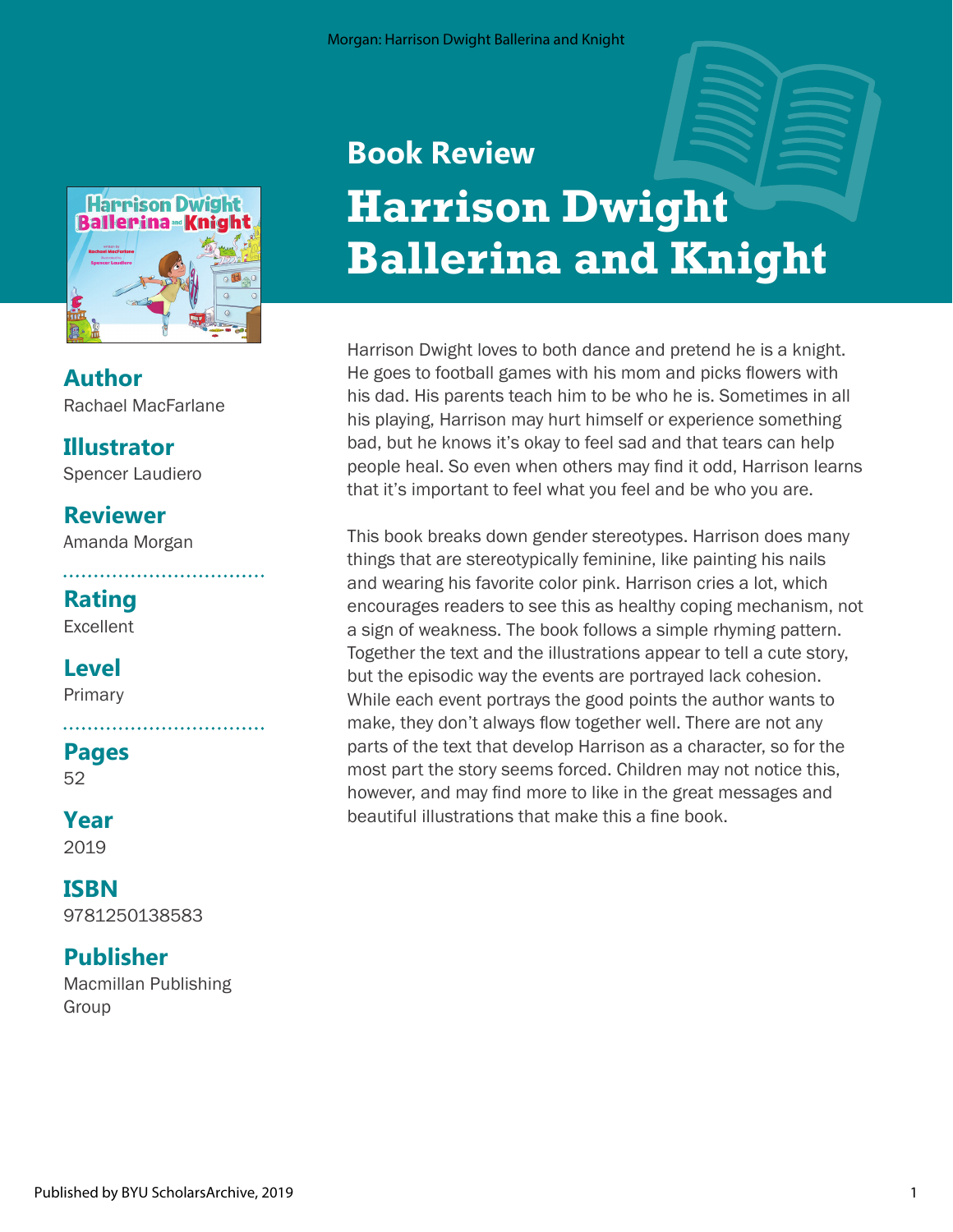## Book Review

# Harrison Dwight Ballerina and Knight

**Author**
Rachael MacFarlane

**Illustrator**
Spencer Laudiero

**Reviewer**
Amanda Morgan

**Rating**
Excellent

**Level**
Primary

**Pages**
52

**Year**
2019

**ISBN**
9781250138583

**Publisher**
Macmillan Publishing Group

Harrison Dwight loves to both dance and pretend he is a knight. He goes to football games with his mom and picks flowers with his dad. His parents teach him to be who he is. Sometimes in all his playing, Harrison may hurt himself or experience something bad, but he knows it's okay to feel sad and that tears can help people heal. So even when others may find it odd, Harrison learns that it's important to feel what you feel and be who you are.

This book breaks down gender stereotypes. Harrison does many things that are stereotypically feminine, like painting his nails and wearing his favorite color pink. Harrison cries a lot, which encourages readers to see this as healthy coping mechanism, not a sign of weakness. The book follows a simple rhyming pattern. Together the text and the illustrations appear to tell a cute story, but the episodic way the events are portrayed lack cohesion. While each event portrays the good points the author wants to make, they don't always flow together well. There are not any parts of the text that develop Harrison as a character, so for the most part the story seems forced. Children may not notice this, however, and may find more to like in the great messages and beautiful illustrations that make this a fine book.